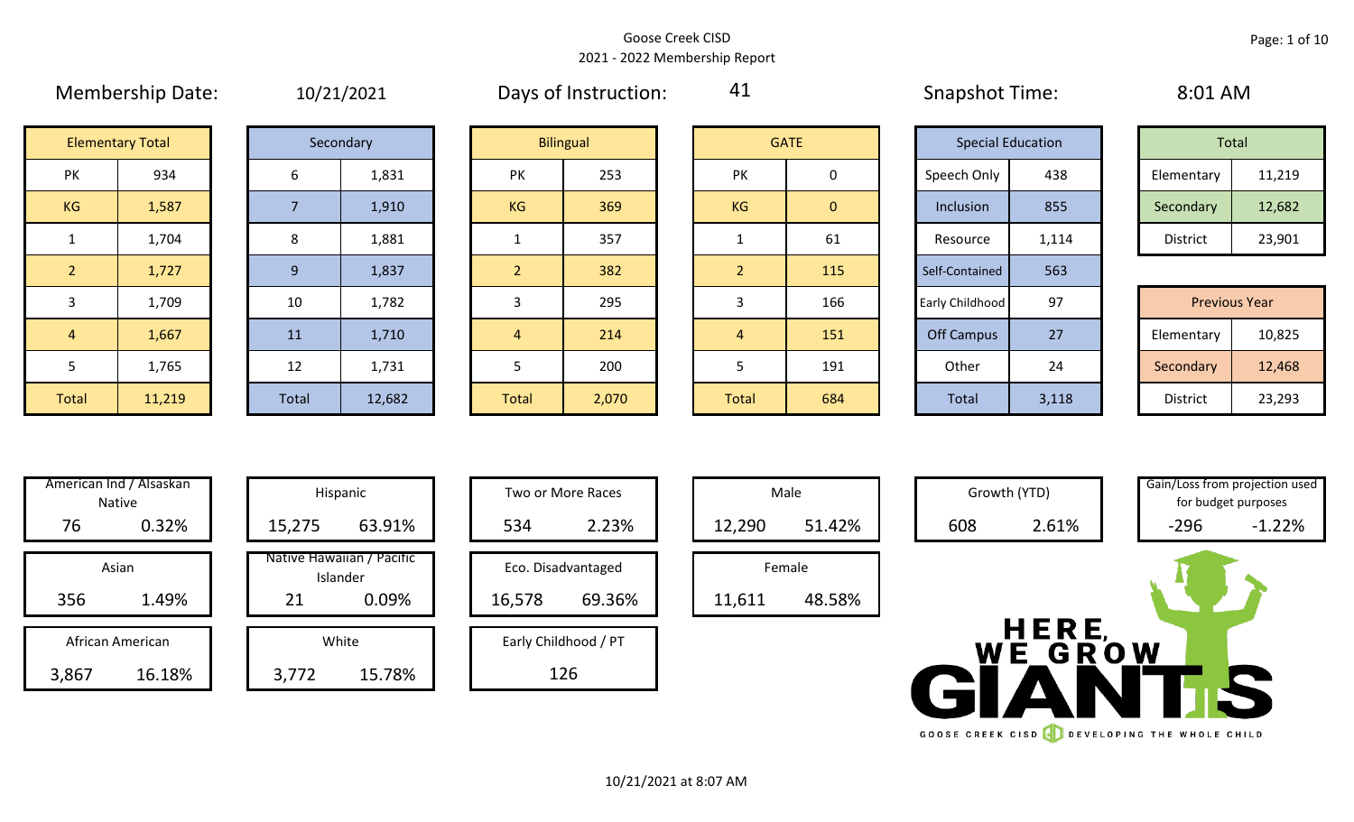# Goose Creek CISD

## 2021 - 2022 Membership Report

**Membership Date:** 10/21/2021

**Days of Instruction:** 41

**Snapshot Time:** 8:01 AM

| Elementary Total | |
|---|---|
| PK | 934 |
| KG | 1,587 |
| 1 | 1,704 |
| 2 | 1,727 |
| 3 | 1,709 |
| 4 | 1,667 |
| 5 | 1,765 |
| Total | 11,219 |

| Secondary | |
|---|---|
| 6 | 1,831 |
| 7 | 1,910 |
| 8 | 1,881 |
| 9 | 1,837 |
| 10 | 1,782 |
| 11 | 1,710 |
| 12 | 1,731 |
| Total | 12,682 |

| Bilingual | |
|---|---|
| PK | 253 |
| KG | 369 |
| 1 | 357 |
| 2 | 382 |
| 3 | 295 |
| 4 | 214 |
| 5 | 200 |
| Total | 2,070 |

| GATE | |
|---|---|
| PK | 0 |
| KG | 0 |
| 1 | 61 |
| 2 | 115 |
| 3 | 166 |
| 4 | 151 |
| 5 | 191 |
| Total | 684 |

| Special Education | |
|---|---|
| Speech Only | 438 |
| Inclusion | 855 |
| Resource | 1,114 |
| Self-Contained | 563 |
| Early Childhood | 97 |
| Off Campus | 27 |
| Other | 24 |
| Total | 3,118 |

| Total | |
|---|---|
| Elementary | 11,219 |
| Secondary | 12,682 |
| District | 23,901 |

| Previous Year | |
|---|---|
| Elementary | 10,825 |
| Secondary | 12,468 |
| District | 23,293 |

| Category | Count | Percent |
|---|---|---|
| American Ind / Alsaskan Native | 76 | 0.32% |
| Asian | 356 | 1.49% |
| African American | 3,867 | 16.18% |
| Hispanic | 15,275 | 63.91% |
| Native Hawaiian / Pacific Islander | 21 | 0.09% |
| White | 3,772 | 15.78% |
| Two or More Races | 534 | 2.23% |
| Eco. Disadvantaged | 16,578 | 69.36% |
| Early Childhood / PT | 126 | |
| Male | 12,290 | 51.42% |
| Female | 11,611 | 48.58% |
| Growth (YTD) | 608 | 2.61% |
| Gain/Loss from projection used for budget purposes | -296 | -1.22% |

HERE, WE GROW GIANTS

GOOSE CREEK CISD DEVELOPING THE WHOLE CHILD

10/21/2021 at 8:07 AM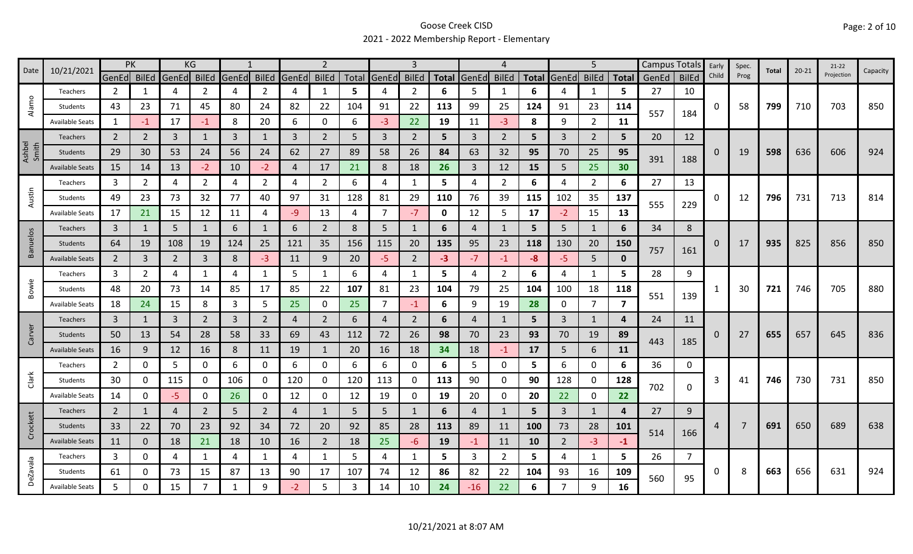# Goose Creek CISD
## 2021 - 2022 Membership Report - Elementary

| Date | 10/21/2021 | PK | | KG | | 1 | | 2 | | | 3 | | | 4 | | | 5 | | | Campus Totals | | Early Child | Spec. Prog | Total | 20-21 | 21-22 Projection | Capacity |
|---|---|---|---|---|---|---|---|---|---|---|---|---|---|---|---|---|---|---|---|---|---|---|---|---|---|---|---|
| | | GenEd | BilEd | GenEd | BilEd | GenEd | BilEd | GenEd | BilEd | Total | GenEd | BilEd | Total | GenEd | BilEd | Total | GenEd | BilEd | Total | GenEd | BilEd | | | | | | |
| Alamo | Teachers | 2 | 1 | 4 | 2 | 4 | 2 | 4 | 1 | 5 | 4 | 2 | 6 | 5 | 1 | 6 | 4 | 1 | 5 | 27 | 10 | 0 | 58 | 799 | 710 | 703 | 850 |
| | Students | 43 | 23 | 71 | 45 | 80 | 24 | 82 | 22 | 104 | 91 | 22 | 113 | 99 | 25 | 124 | 91 | 23 | 114 | 557 | 184 | | | | | | |
| | Available Seats | 1 | -1 | 17 | -1 | 8 | 20 | 6 | 0 | 6 | -3 | 22 | 19 | 11 | -3 | 8 | 9 | 2 | 11 | | | | | | | | |
| Ashbel Smith | Teachers | 2 | 2 | 3 | 1 | 3 | 1 | 3 | 2 | 5 | 3 | 2 | 5 | 3 | 2 | 5 | 3 | 2 | 5 | 20 | 12 | 0 | 19 | 598 | 636 | 606 | 924 |
| | Students | 29 | 30 | 53 | 24 | 56 | 24 | 62 | 27 | 89 | 58 | 26 | 84 | 63 | 32 | 95 | 70 | 25 | 95 | 391 | 188 | | | | | | |
| | Available Seats | 15 | 14 | 13 | -2 | 10 | -2 | 4 | 17 | 21 | 8 | 18 | 26 | 3 | 12 | 15 | 5 | 25 | 30 | | | | | | | | |
| Austin | Teachers | 3 | 2 | 4 | 2 | 4 | 2 | 4 | 2 | 6 | 4 | 1 | 5 | 4 | 2 | 6 | 4 | 2 | 6 | 27 | 13 | 0 | 12 | 796 | 731 | 713 | 814 |
| | Students | 49 | 23 | 73 | 32 | 77 | 40 | 97 | 31 | 128 | 81 | 29 | 110 | 76 | 39 | 115 | 102 | 35 | 137 | 555 | 229 | | | | | | |
| | Available Seats | 17 | 21 | 15 | 12 | 11 | 4 | -9 | 13 | 4 | 7 | -7 | 0 | 12 | 5 | 17 | -2 | 15 | 13 | | | | | | | | |
| Banuelos | Teachers | 3 | 1 | 5 | 1 | 6 | 1 | 6 | 2 | 8 | 5 | 1 | 6 | 4 | 1 | 5 | 5 | 1 | 6 | 34 | 8 | 0 | 17 | 935 | 825 | 856 | 850 |
| | Students | 64 | 19 | 108 | 19 | 124 | 25 | 121 | 35 | 156 | 115 | 20 | 135 | 95 | 23 | 118 | 130 | 20 | 150 | 757 | 161 | | | | | | |
| | Available Seats | 2 | 3 | 2 | 3 | 8 | -3 | 11 | 9 | 20 | -5 | 2 | -3 | -7 | -1 | -8 | -5 | 5 | 0 | | | | | | | | |
| Bowie | Teachers | 3 | 2 | 4 | 1 | 4 | 1 | 5 | 1 | 6 | 4 | 1 | 5 | 4 | 2 | 6 | 4 | 1 | 5 | 28 | 9 | 1 | 30 | 721 | 746 | 705 | 880 |
| | Students | 48 | 20 | 73 | 14 | 85 | 17 | 85 | 22 | 107 | 81 | 23 | 104 | 79 | 25 | 104 | 100 | 18 | 118 | 551 | 139 | | | | | | |
| | Available Seats | 18 | 24 | 15 | 8 | 3 | 5 | 25 | 0 | 25 | 7 | -1 | 6 | 9 | 19 | 28 | 0 | 7 | 7 | | | | | | | | |
| Carver | Teachers | 3 | 1 | 3 | 2 | 3 | 2 | 4 | 2 | 6 | 4 | 2 | 6 | 4 | 1 | 5 | 3 | 1 | 4 | 24 | 11 | 0 | 27 | 655 | 657 | 645 | 836 |
| | Students | 50 | 13 | 54 | 28 | 58 | 33 | 69 | 43 | 112 | 72 | 26 | 98 | 70 | 23 | 93 | 70 | 19 | 89 | 443 | 185 | | | | | | |
| | Available Seats | 16 | 9 | 12 | 16 | 8 | 11 | 19 | 1 | 20 | 16 | 18 | 34 | 18 | -1 | 17 | 5 | 6 | 11 | | | | | | | | |
| Clark | Teachers | 2 | 0 | 5 | 0 | 6 | 0 | 6 | 0 | 6 | 6 | 0 | 6 | 5 | 0 | 5 | 6 | 0 | 6 | 36 | 0 | 3 | 41 | 746 | 730 | 731 | 850 |
| | Students | 30 | 0 | 115 | 0 | 106 | 0 | 120 | 0 | 120 | 113 | 0 | 113 | 90 | 0 | 90 | 128 | 0 | 128 | 702 | 0 | | | | | | |
| | Available Seats | 14 | 0 | -5 | 0 | 26 | 0 | 12 | 0 | 12 | 19 | 0 | 19 | 20 | 0 | 20 | 22 | 0 | 22 | | | | | | | | |
| Crockett | Teachers | 2 | 1 | 4 | 2 | 5 | 2 | 4 | 1 | 5 | 5 | 1 | 6 | 4 | 1 | 5 | 3 | 1 | 4 | 27 | 9 | 4 | 7 | 691 | 650 | 689 | 638 |
| | Students | 33 | 22 | 70 | 23 | 92 | 34 | 72 | 20 | 92 | 85 | 28 | 113 | 89 | 11 | 100 | 73 | 28 | 101 | 514 | 166 | | | | | | |
| | Available Seats | 11 | 0 | 18 | 21 | 18 | 10 | 16 | 2 | 18 | 25 | -6 | 19 | -1 | 11 | 10 | 2 | -3 | -1 | | | | | | | | |
| DeZavala | Teachers | 3 | 0 | 4 | 1 | 4 | 1 | 4 | 1 | 5 | 4 | 1 | 5 | 3 | 2 | 5 | 4 | 1 | 5 | 26 | 7 | 0 | 8 | 663 | 656 | 631 | 924 |
| | Students | 61 | 0 | 73 | 15 | 87 | 13 | 90 | 17 | 107 | 74 | 12 | 86 | 82 | 22 | 104 | 93 | 16 | 109 | 560 | 95 | | | | | | |
| | Available Seats | 5 | 0 | 15 | 7 | 1 | 9 | -2 | 5 | 3 | 14 | 10 | 24 | -16 | 22 | 6 | 7 | 9 | 16 | | | | | | | | |

10/21/2021 at 8:07 AM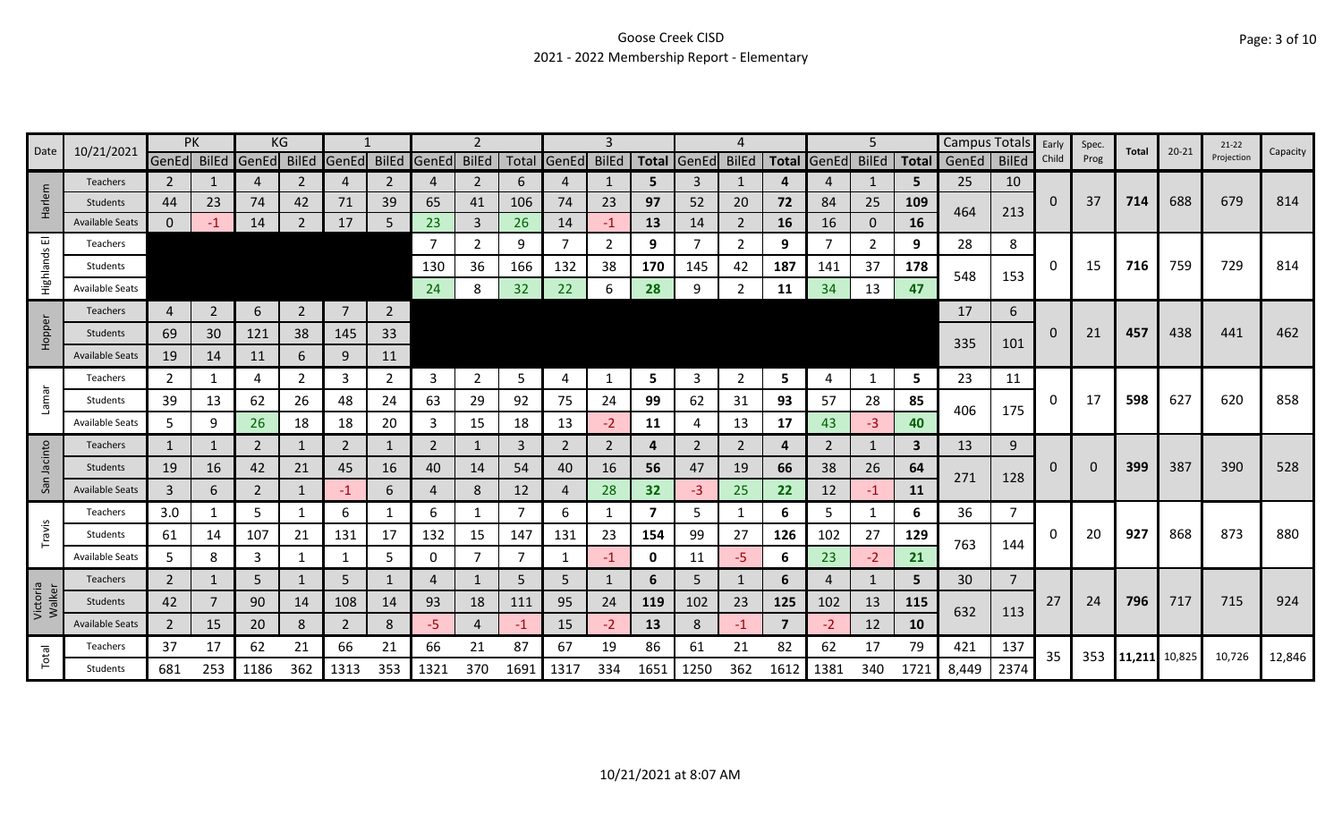# Goose Creek CISD

## 2021 - 2022 Membership Report - Elementary

| Date | 10/21/2021 | PK | | KG | | 1 | | 2 | | | 3 | | | 4 | | | 5 | | | Campus Totals | | Early Child | Spec. Prog | Total | 20-21 | 21-22 Projection | Capacity |
|---|---|---|---|---|---|---|---|---|---|---|---|---|---|---|---|---|---|---|---|---|---|---|---|---|---|---|---|
| | | GenEd | BilEd | GenEd | BilEd | GenEd | BilEd | GenEd | BilEd | Total | GenEd | BilEd | Total | GenEd | BilEd | Total | GenEd | BilEd | Total | GenEd | BilEd | | | | | | |
| Harlem | Teachers | 2 | 1 | 4 | 2 | 4 | 2 | 4 | 2 | 6 | 4 | 1 | **5** | 3 | 1 | **4** | 4 | 1 | **5** | 25 | 10 | 0 | 37 | **714** | 688 | 679 | 814 |
| | Students | 44 | 23 | 74 | 42 | 71 | 39 | 65 | 41 | 106 | 74 | 23 | **97** | 52 | 20 | **72** | 84 | 25 | **109** | 464 | 213 | | | | | | |
| | Available Seats | 0 | -1 | 14 | 2 | 17 | 5 | 23 | 3 | 26 | 14 | -1 | **13** | 14 | 2 | **16** | 16 | 0 | **16** | | | | | | | | |
| Highlands El | Teachers | | | | | | | 7 | 2 | 9 | 7 | 2 | **9** | 7 | 2 | **9** | 7 | 2 | **9** | 28 | 8 | 0 | 15 | **716** | 759 | 729 | 814 |
| | Students | | | | | | | 130 | 36 | 166 | 132 | 38 | **170** | 145 | 42 | **187** | 141 | 37 | **178** | 548 | 153 | | | | | | |
| | Available Seats | | | | | | | 24 | 8 | 32 | 22 | 6 | **28** | 9 | 2 | **11** | 34 | 13 | **47** | | | | | | | | |
| Hopper | Teachers | 4 | 2 | 6 | 2 | 7 | 2 | | | | | | | | | | | | | 17 | 6 | 0 | 21 | **457** | 438 | 441 | 462 |
| | Students | 69 | 30 | 121 | 38 | 145 | 33 | | | | | | | | | | | | | 335 | 101 | | | | | | |
| | Available Seats | 19 | 14 | 11 | 6 | 9 | 11 | | | | | | | | | | | | | | | | | | | | |
| Lamar | Teachers | 2 | 1 | 4 | 2 | 3 | 2 | 3 | 2 | 5 | 4 | 1 | **5** | 3 | 2 | **5** | 4 | 1 | **5** | 23 | 11 | 0 | 17 | **598** | 627 | 620 | 858 |
| | Students | 39 | 13 | 62 | 26 | 48 | 24 | 63 | 29 | 92 | 75 | 24 | **99** | 62 | 31 | **93** | 57 | 28 | **85** | 406 | 175 | | | | | | |
| | Available Seats | 5 | 9 | 26 | 18 | 18 | 20 | 3 | 15 | 18 | 13 | -2 | **11** | 4 | 13 | **17** | 43 | -3 | **40** | | | | | | | | |
| San Jacinto | Teachers | 1 | 1 | 2 | 1 | 2 | 1 | 2 | 1 | 3 | 2 | 2 | **4** | 2 | 2 | **4** | 2 | 1 | **3** | 13 | 9 | 0 | 0 | **399** | 387 | 390 | 528 |
| | Students | 19 | 16 | 42 | 21 | 45 | 16 | 40 | 14 | 54 | 40 | 16 | **56** | 47 | 19 | **66** | 38 | 26 | **64** | 271 | 128 | | | | | | |
| | Available Seats | 3 | 6 | 2 | 1 | -1 | 6 | 4 | 8 | 12 | 4 | 28 | **32** | -3 | 25 | **22** | 12 | -1 | **11** | | | | | | | | |
| Travis | Teachers | 3.0 | 1 | 5 | 1 | 6 | 1 | 6 | 1 | 7 | 6 | 1 | **7** | 5 | 1 | **6** | 5 | 1 | **6** | 36 | 7 | 0 | 20 | **927** | 868 | 873 | 880 |
| | Students | 61 | 14 | 107 | 21 | 131 | 17 | 132 | 15 | 147 | 131 | 23 | **154** | 99 | 27 | **126** | 102 | 27 | **129** | 763 | 144 | | | | | | |
| | Available Seats | 5 | 8 | 3 | 1 | 1 | 5 | 0 | 7 | 7 | 1 | -1 | **0** | 11 | -5 | **6** | 23 | -2 | **21** | | | | | | | | |
| Victoria Walker | Teachers | 2 | 1 | 5 | 1 | 5 | 1 | 4 | 1 | 5 | 5 | 1 | **6** | 5 | 1 | **6** | 4 | 1 | **5** | 30 | 7 | 27 | 24 | **796** | 717 | 715 | 924 |
| | Students | 42 | 7 | 90 | 14 | 108 | 14 | 93 | 18 | 111 | 95 | 24 | **119** | 102 | 23 | **125** | 102 | 13 | **115** | 632 | 113 | | | | | | |
| | Available Seats | 2 | 15 | 20 | 8 | 2 | 8 | -5 | 4 | -1 | 15 | -2 | **13** | 8 | -1 | **7** | -2 | 12 | **10** | | | | | | | | |
| Total | Teachers | 37 | 17 | 62 | 21 | 66 | 21 | 66 | 21 | 87 | 67 | 19 | 86 | 61 | 21 | 82 | 62 | 17 | 79 | 421 | 137 | 35 | 353 | **11,211** | 10,825 | 10,726 | 12,846 |
| | Students | 681 | 253 | 1186 | 362 | 1313 | 353 | 1321 | 370 | 1691 | 1317 | 334 | 1651 | 1250 | 362 | 1612 | 1381 | 340 | 1721 | 8,449 | 2374 | | | | | | |

10/21/2021 at 8:07 AM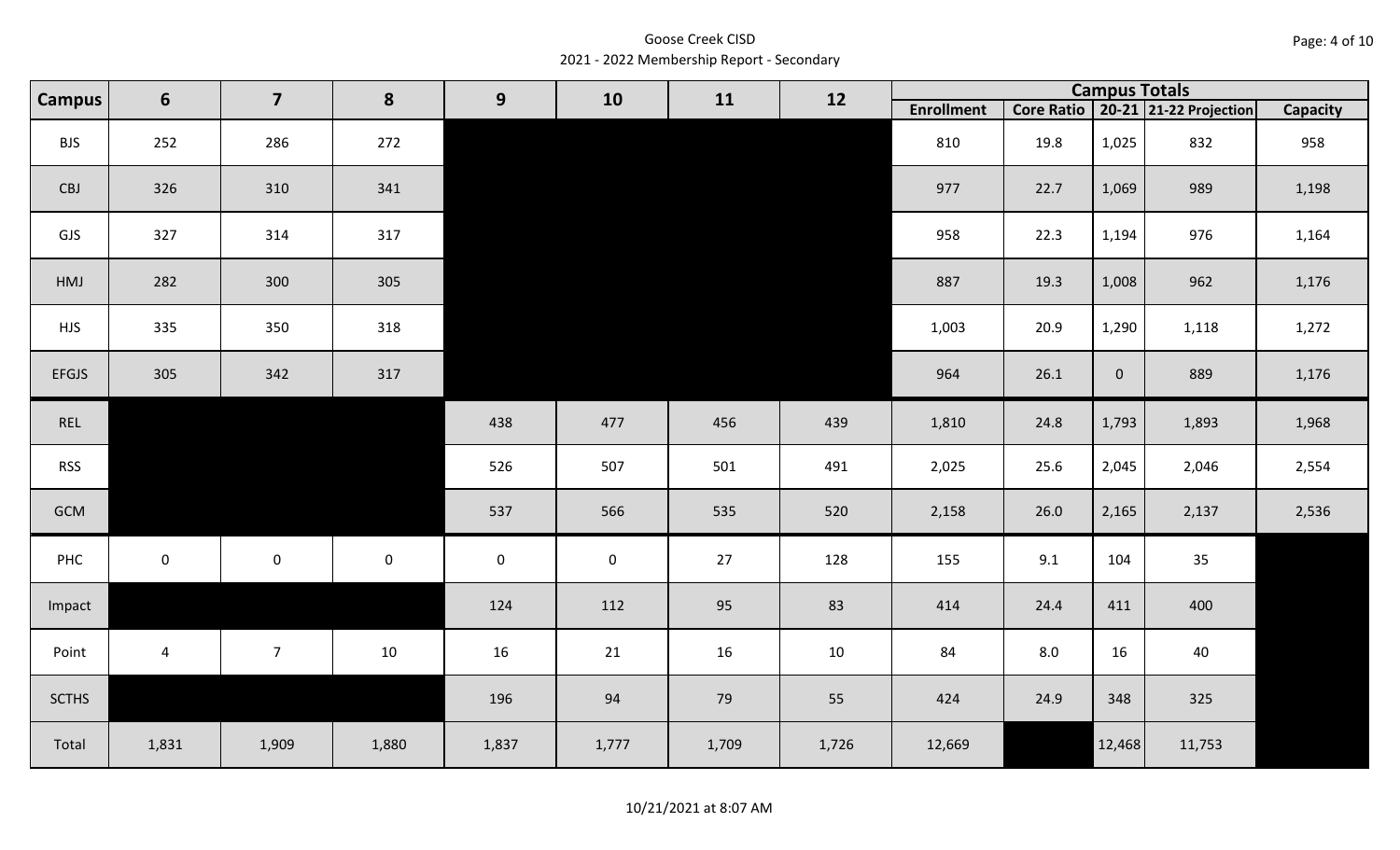Goose Creek CISD
2021 - 2022 Membership Report - Secondary

| Campus | 6 | 7 | 8 | 9 | 10 | 11 | 12 | Campus Totals | | | | |
|---|---|---|---|---|---|---|---|---|---|---|---|---|
| | | | | | | | | Enrollment | Core Ratio | 20-21 | 21-22 Projection | Capacity |
| BJS | 252 | 286 | 272 | | | | | 810 | 19.8 | 1,025 | 832 | 958 |
| CBJ | 326 | 310 | 341 | | | | | 977 | 22.7 | 1,069 | 989 | 1,198 |
| GJS | 327 | 314 | 317 | | | | | 958 | 22.3 | 1,194 | 976 | 1,164 |
| HMJ | 282 | 300 | 305 | | | | | 887 | 19.3 | 1,008 | 962 | 1,176 |
| HJS | 335 | 350 | 318 | | | | | 1,003 | 20.9 | 1,290 | 1,118 | 1,272 |
| EFGJS | 305 | 342 | 317 | | | | | 964 | 26.1 | 0 | 889 | 1,176 |
| REL | | | | 438 | 477 | 456 | 439 | 1,810 | 24.8 | 1,793 | 1,893 | 1,968 |
| RSS | | | | 526 | 507 | 501 | 491 | 2,025 | 25.6 | 2,045 | 2,046 | 2,554 |
| GCM | | | | 537 | 566 | 535 | 520 | 2,158 | 26.0 | 2,165 | 2,137 | 2,536 |
| PHC | 0 | 0 | 0 | 0 | 0 | 27 | 128 | 155 | 9.1 | 104 | 35 | |
| Impact | | | | 124 | 112 | 95 | 83 | 414 | 24.4 | 411 | 400 | |
| Point | 4 | 7 | 10 | 16 | 21 | 16 | 10 | 84 | 8.0 | 16 | 40 | |
| SCTHS | | | | 196 | 94 | 79 | 55 | 424 | 24.9 | 348 | 325 | |
| Total | 1,831 | 1,909 | 1,880 | 1,837 | 1,777 | 1,709 | 1,726 | 12,669 | | 12,468 | 11,753 | |

10/21/2021 at 8:07 AM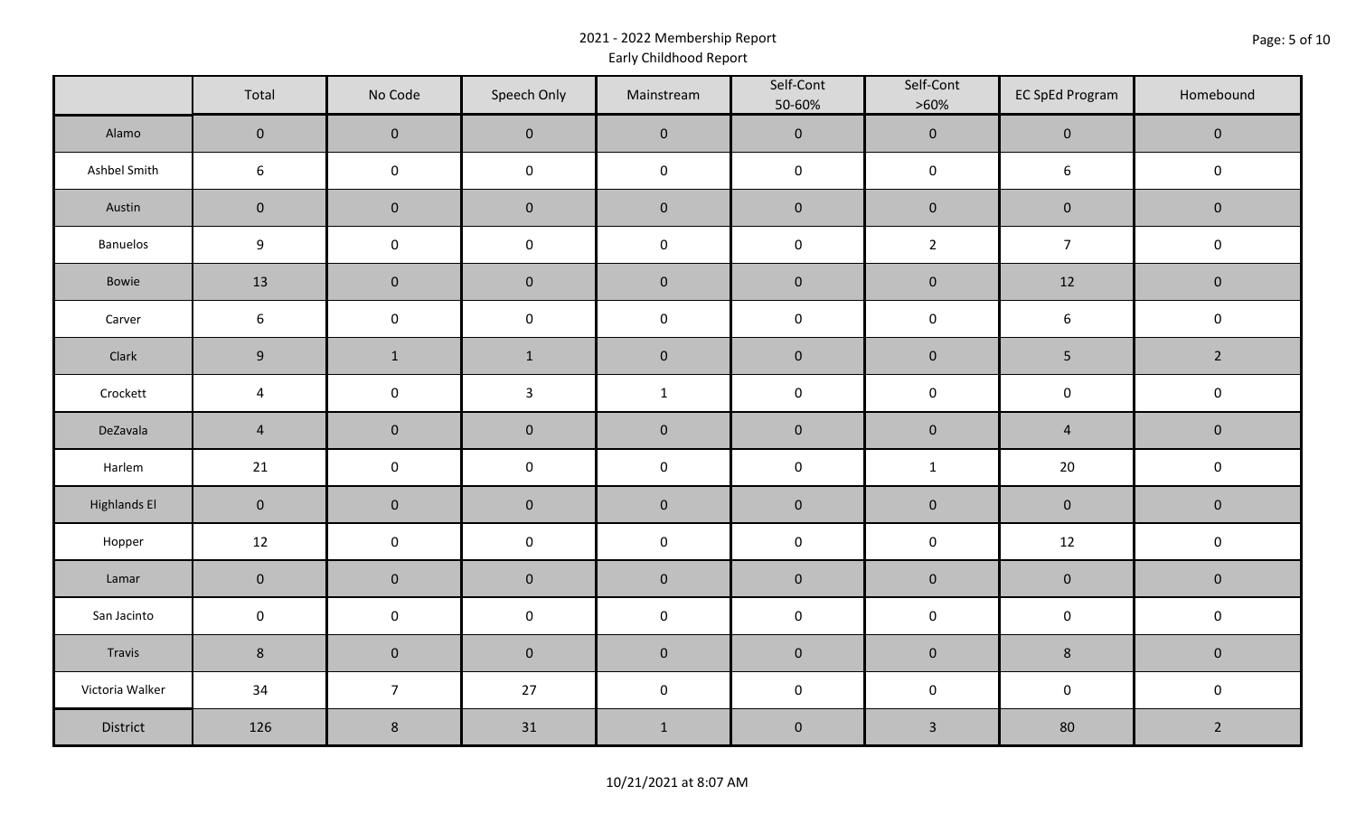# 2021 - 2022 Membership Report

## Early Childhood Report

| | Total | No Code | Speech Only | Mainstream | Self-Cont 50-60% | Self-Cont >60% | EC SpEd Program | Homebound |
|---|---|---|---|---|---|---|---|---|
| Alamo | 0 | 0 | 0 | 0 | 0 | 0 | 0 | 0 |
| Ashbel Smith | 6 | 0 | 0 | 0 | 0 | 0 | 6 | 0 |
| Austin | 0 | 0 | 0 | 0 | 0 | 0 | 0 | 0 |
| Banuelos | 9 | 0 | 0 | 0 | 0 | 2 | 7 | 0 |
| Bowie | 13 | 0 | 0 | 0 | 0 | 0 | 12 | 0 |
| Carver | 6 | 0 | 0 | 0 | 0 | 0 | 6 | 0 |
| Clark | 9 | 1 | 1 | 0 | 0 | 0 | 5 | 2 |
| Crockett | 4 | 0 | 3 | 1 | 0 | 0 | 0 | 0 |
| DeZavala | 4 | 0 | 0 | 0 | 0 | 0 | 4 | 0 |
| Harlem | 21 | 0 | 0 | 0 | 0 | 1 | 20 | 0 |
| Highlands El | 0 | 0 | 0 | 0 | 0 | 0 | 0 | 0 |
| Hopper | 12 | 0 | 0 | 0 | 0 | 0 | 12 | 0 |
| Lamar | 0 | 0 | 0 | 0 | 0 | 0 | 0 | 0 |
| San Jacinto | 0 | 0 | 0 | 0 | 0 | 0 | 0 | 0 |
| Travis | 8 | 0 | 0 | 0 | 0 | 0 | 8 | 0 |
| Victoria Walker | 34 | 7 | 27 | 0 | 0 | 0 | 0 | 0 |
| District | 126 | 8 | 31 | 1 | 0 | 3 | 80 | 2 |

10/21/2021 at 8:07 AM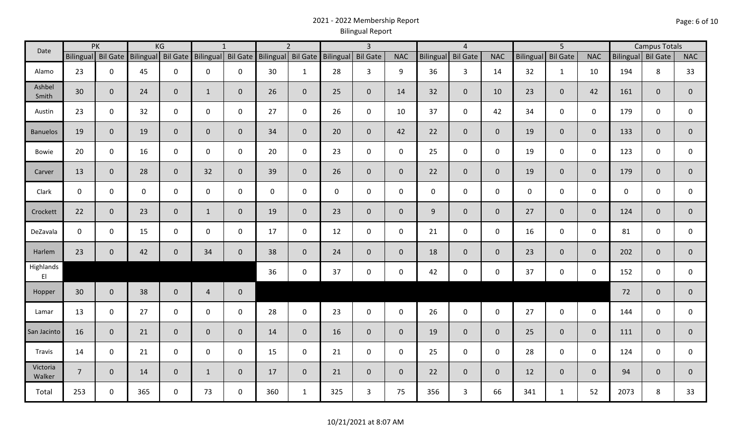# 2021 - 2022 Membership Report
## Bilingual Report

| Date | PK | | KG | | 1 | | 2 | | 3 | | | 4 | | | 5 | | | Campus Totals | | |
|---|---|---|---|---|---|---|---|---|---|---|---|---|---|---|---|---|---|---|---|---|
| | Bilingual | Bil Gate | Bilingual | Bil Gate | Bilingual | Bil Gate | Bilingual | Bil Gate | Bilingual | Bil Gate | NAC | Bilingual | Bil Gate | NAC | Bilingual | Bil Gate | NAC | Bilingual | Bil Gate | NAC |
| Alamo | 23 | 0 | 45 | 0 | 0 | 0 | 30 | 1 | 28 | 3 | 9 | 36 | 3 | 14 | 32 | 1 | 10 | 194 | 8 | 33 |
| Ashbel Smith | 30 | 0 | 24 | 0 | 1 | 0 | 26 | 0 | 25 | 0 | 14 | 32 | 0 | 10 | 23 | 0 | 42 | 161 | 0 | 0 |
| Austin | 23 | 0 | 32 | 0 | 0 | 0 | 27 | 0 | 26 | 0 | 10 | 37 | 0 | 42 | 34 | 0 | 0 | 179 | 0 | 0 |
| Banuelos | 19 | 0 | 19 | 0 | 0 | 0 | 34 | 0 | 20 | 0 | 42 | 22 | 0 | 0 | 19 | 0 | 0 | 133 | 0 | 0 |
| Bowie | 20 | 0 | 16 | 0 | 0 | 0 | 20 | 0 | 23 | 0 | 0 | 25 | 0 | 0 | 19 | 0 | 0 | 123 | 0 | 0 |
| Carver | 13 | 0 | 28 | 0 | 32 | 0 | 39 | 0 | 26 | 0 | 0 | 22 | 0 | 0 | 19 | 0 | 0 | 179 | 0 | 0 |
| Clark | 0 | 0 | 0 | 0 | 0 | 0 | 0 | 0 | 0 | 0 | 0 | 0 | 0 | 0 | 0 | 0 | 0 | 0 | 0 | 0 |
| Crockett | 22 | 0 | 23 | 0 | 1 | 0 | 19 | 0 | 23 | 0 | 0 | 9 | 0 | 0 | 27 | 0 | 0 | 124 | 0 | 0 |
| DeZavala | 0 | 0 | 15 | 0 | 0 | 0 | 17 | 0 | 12 | 0 | 0 | 21 | 0 | 0 | 16 | 0 | 0 | 81 | 0 | 0 |
| Harlem | 23 | 0 | 42 | 0 | 34 | 0 | 38 | 0 | 24 | 0 | 0 | 18 | 0 | 0 | 23 | 0 | 0 | 202 | 0 | 0 |
| Highlands El | | | | | | | 36 | 0 | 37 | 0 | 0 | 42 | 0 | 0 | 37 | 0 | 0 | 152 | 0 | 0 |
| Hopper | 30 | 0 | 38 | 0 | 4 | 0 | | | | | | | | | | | | 72 | 0 | 0 |
| Lamar | 13 | 0 | 27 | 0 | 0 | 0 | 28 | 0 | 23 | 0 | 0 | 26 | 0 | 0 | 27 | 0 | 0 | 144 | 0 | 0 |
| San Jacinto | 16 | 0 | 21 | 0 | 0 | 0 | 14 | 0 | 16 | 0 | 0 | 19 | 0 | 0 | 25 | 0 | 0 | 111 | 0 | 0 |
| Travis | 14 | 0 | 21 | 0 | 0 | 0 | 15 | 0 | 21 | 0 | 0 | 25 | 0 | 0 | 28 | 0 | 0 | 124 | 0 | 0 |
| Victoria Walker | 7 | 0 | 14 | 0 | 1 | 0 | 17 | 0 | 21 | 0 | 0 | 22 | 0 | 0 | 12 | 0 | 0 | 94 | 0 | 0 |
| Total | 253 | 0 | 365 | 0 | 73 | 0 | 360 | 1 | 325 | 3 | 75 | 356 | 3 | 66 | 341 | 1 | 52 | 2073 | 8 | 33 |

10/21/2021 at 8:07 AM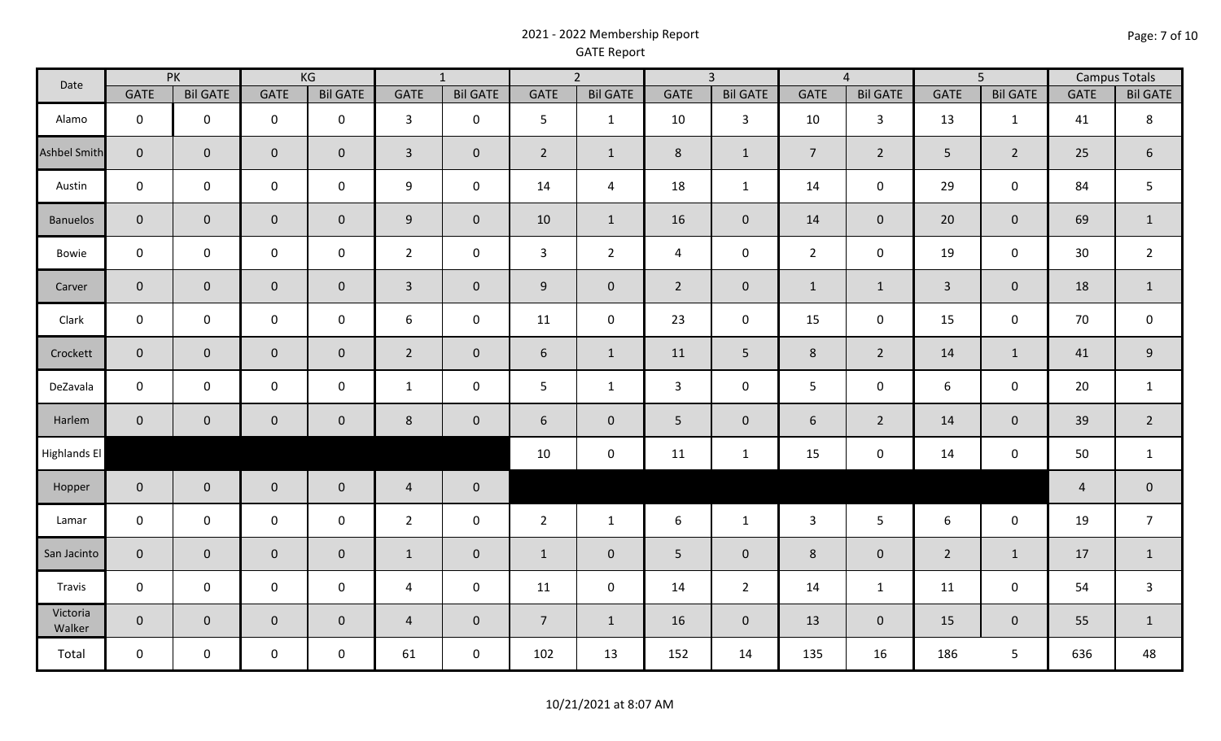# 2021 - 2022 Membership Report
## GATE Report

| Date | PK | | KG | | 1 | | 2 | | 3 | | 4 | | 5 | | Campus Totals | |
|---|---|---|---|---|---|---|---|---|---|---|---|---|---|---|---|---|
| | GATE | Bil GATE | GATE | Bil GATE | GATE | Bil GATE | GATE | Bil GATE | GATE | Bil GATE | GATE | Bil GATE | GATE | Bil GATE | GATE | Bil GATE |
| Alamo | 0 | 0 | 0 | 0 | 3 | 0 | 5 | 1 | 10 | 3 | 10 | 3 | 13 | 1 | 41 | 8 |
| Ashbel Smith | 0 | 0 | 0 | 0 | 3 | 0 | 2 | 1 | 8 | 1 | 7 | 2 | 5 | 2 | 25 | 6 |
| Austin | 0 | 0 | 0 | 0 | 9 | 0 | 14 | 4 | 18 | 1 | 14 | 0 | 29 | 0 | 84 | 5 |
| Banuelos | 0 | 0 | 0 | 0 | 9 | 0 | 10 | 1 | 16 | 0 | 14 | 0 | 20 | 0 | 69 | 1 |
| Bowie | 0 | 0 | 0 | 0 | 2 | 0 | 3 | 2 | 4 | 0 | 2 | 0 | 19 | 0 | 30 | 2 |
| Carver | 0 | 0 | 0 | 0 | 3 | 0 | 9 | 0 | 2 | 0 | 1 | 1 | 3 | 0 | 18 | 1 |
| Clark | 0 | 0 | 0 | 0 | 6 | 0 | 11 | 0 | 23 | 0 | 15 | 0 | 15 | 0 | 70 | 0 |
| Crockett | 0 | 0 | 0 | 0 | 2 | 0 | 6 | 1 | 11 | 5 | 8 | 2 | 14 | 1 | 41 | 9 |
| DeZavala | 0 | 0 | 0 | 0 | 1 | 0 | 5 | 1 | 3 | 0 | 5 | 0 | 6 | 0 | 20 | 1 |
| Harlem | 0 | 0 | 0 | 0 | 8 | 0 | 6 | 0 | 5 | 0 | 6 | 2 | 14 | 0 | 39 | 2 |
| Highlands El | | | | | | | 10 | 0 | 11 | 1 | 15 | 0 | 14 | 0 | 50 | 1 |
| Hopper | 0 | 0 | 0 | 0 | 4 | 0 | | | | | | | | | 4 | 0 |
| Lamar | 0 | 0 | 0 | 0 | 2 | 0 | 2 | 1 | 6 | 1 | 3 | 5 | 6 | 0 | 19 | 7 |
| San Jacinto | 0 | 0 | 0 | 0 | 1 | 0 | 1 | 0 | 5 | 0 | 8 | 0 | 2 | 1 | 17 | 1 |
| Travis | 0 | 0 | 0 | 0 | 4 | 0 | 11 | 0 | 14 | 2 | 14 | 1 | 11 | 0 | 54 | 3 |
| Victoria Walker | 0 | 0 | 0 | 0 | 4 | 0 | 7 | 1 | 16 | 0 | 13 | 0 | 15 | 0 | 55 | 1 |
| Total | 0 | 0 | 0 | 0 | 61 | 0 | 102 | 13 | 152 | 14 | 135 | 16 | 186 | 5 | 636 | 48 |

10/21/2021 at 8:07 AM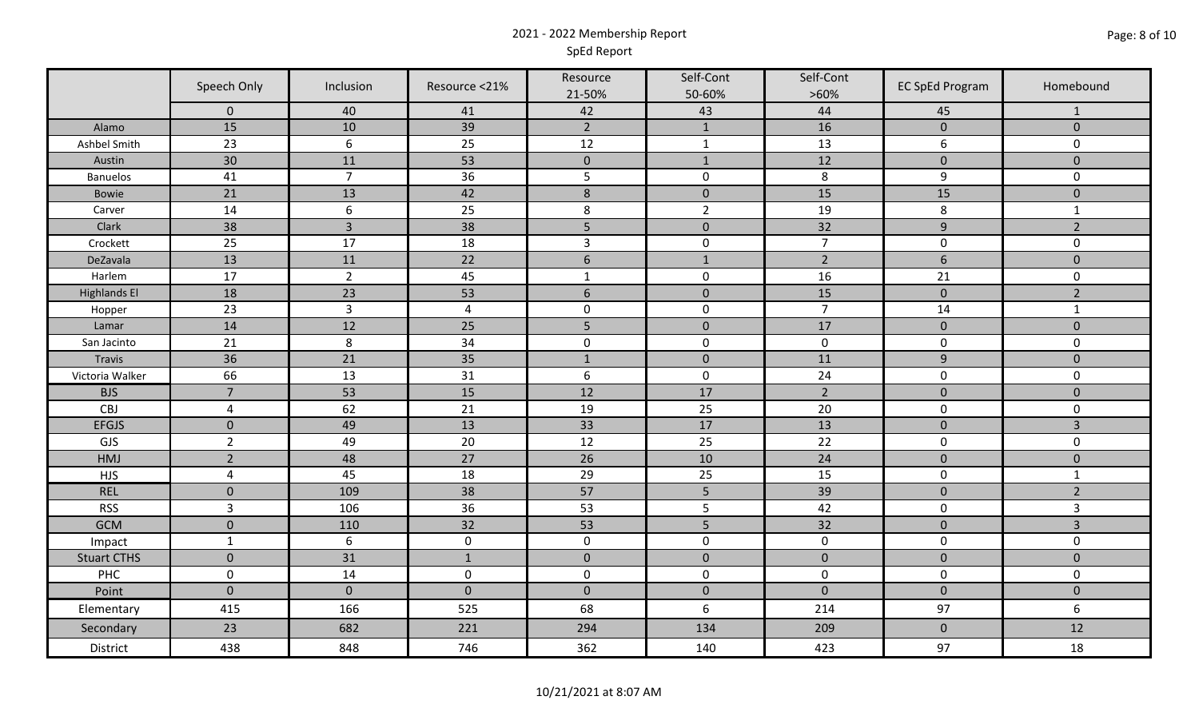# 2021 - 2022 Membership Report

## SpEd Report

| | Speech Only | Inclusion | Resource <21% | Resource 21-50% | Self-Cont 50-60% | Self-Cont >60% | EC SpEd Program | Homebound |
|---|---|---|---|---|---|---|---|---|
| | 0 | 40 | 41 | 42 | 43 | 44 | 45 | 1 |
| Alamo | 15 | 10 | 39 | 2 | 1 | 16 | 0 | 0 |
| Ashbel Smith | 23 | 6 | 25 | 12 | 1 | 13 | 6 | 0 |
| Austin | 30 | 11 | 53 | 0 | 1 | 12 | 0 | 0 |
| Banuelos | 41 | 7 | 36 | 5 | 0 | 8 | 9 | 0 |
| Bowie | 21 | 13 | 42 | 8 | 0 | 15 | 15 | 0 |
| Carver | 14 | 6 | 25 | 8 | 2 | 19 | 8 | 1 |
| Clark | 38 | 3 | 38 | 5 | 0 | 32 | 9 | 2 |
| Crockett | 25 | 17 | 18 | 3 | 0 | 7 | 0 | 0 |
| DeZavala | 13 | 11 | 22 | 6 | 1 | 2 | 6 | 0 |
| Harlem | 17 | 2 | 45 | 1 | 0 | 16 | 21 | 0 |
| Highlands El | 18 | 23 | 53 | 6 | 0 | 15 | 0 | 2 |
| Hopper | 23 | 3 | 4 | 0 | 0 | 7 | 14 | 1 |
| Lamar | 14 | 12 | 25 | 5 | 0 | 17 | 0 | 0 |
| San Jacinto | 21 | 8 | 34 | 0 | 0 | 0 | 0 | 0 |
| Travis | 36 | 21 | 35 | 1 | 0 | 11 | 9 | 0 |
| Victoria Walker | 66 | 13 | 31 | 6 | 0 | 24 | 0 | 0 |
| BJS | 7 | 53 | 15 | 12 | 17 | 2 | 0 | 0 |
| CBJ | 4 | 62 | 21 | 19 | 25 | 20 | 0 | 0 |
| EFGJS | 0 | 49 | 13 | 33 | 17 | 13 | 0 | 3 |
| GJS | 2 | 49 | 20 | 12 | 25 | 22 | 0 | 0 |
| HMJ | 2 | 48 | 27 | 26 | 10 | 24 | 0 | 0 |
| HJS | 4 | 45 | 18 | 29 | 25 | 15 | 0 | 1 |
| REL | 0 | 109 | 38 | 57 | 5 | 39 | 0 | 2 |
| RSS | 3 | 106 | 36 | 53 | 5 | 42 | 0 | 3 |
| GCM | 0 | 110 | 32 | 53 | 5 | 32 | 0 | 3 |
| Impact | 1 | 6 | 0 | 0 | 0 | 0 | 0 | 0 |
| Stuart CTHS | 0 | 31 | 1 | 0 | 0 | 0 | 0 | 0 |
| PHC | 0 | 14 | 0 | 0 | 0 | 0 | 0 | 0 |
| Point | 0 | 0 | 0 | 0 | 0 | 0 | 0 | 0 |
| Elementary | 415 | 166 | 525 | 68 | 6 | 214 | 97 | 6 |
| Secondary | 23 | 682 | 221 | 294 | 134 | 209 | 0 | 12 |
| District | 438 | 848 | 746 | 362 | 140 | 423 | 97 | 18 |

10/21/2021 at 8:07 AM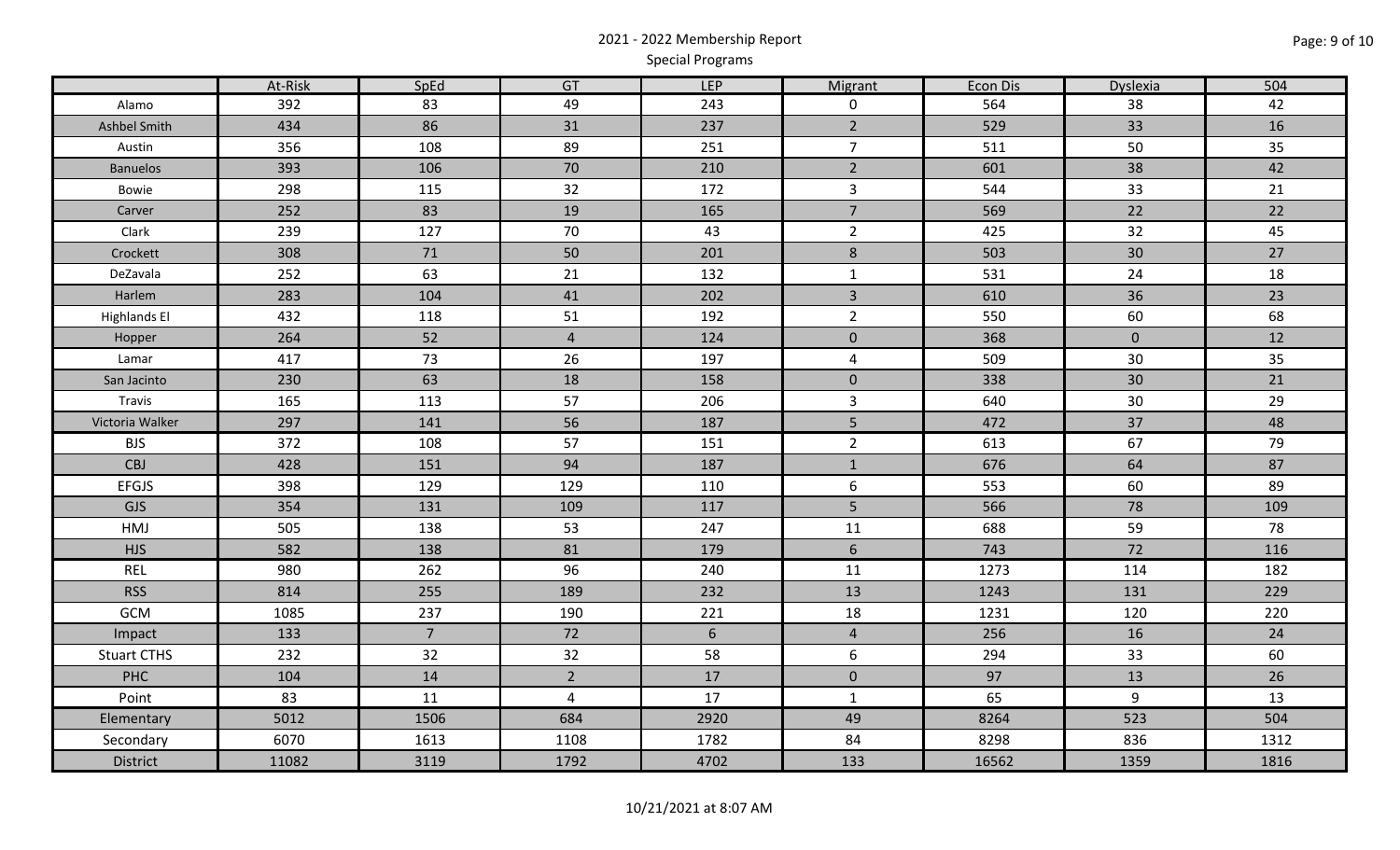# 2021 - 2022 Membership Report

## Special Programs

| | At-Risk | SpEd | GT | LEP | Migrant | Econ Dis | Dyslexia | 504 |
|---|---|---|---|---|---|---|---|---|
| Alamo | 392 | 83 | 49 | 243 | 0 | 564 | 38 | 42 |
| Ashbel Smith | 434 | 86 | 31 | 237 | 2 | 529 | 33 | 16 |
| Austin | 356 | 108 | 89 | 251 | 7 | 511 | 50 | 35 |
| Banuelos | 393 | 106 | 70 | 210 | 2 | 601 | 38 | 42 |
| Bowie | 298 | 115 | 32 | 172 | 3 | 544 | 33 | 21 |
| Carver | 252 | 83 | 19 | 165 | 7 | 569 | 22 | 22 |
| Clark | 239 | 127 | 70 | 43 | 2 | 425 | 32 | 45 |
| Crockett | 308 | 71 | 50 | 201 | 8 | 503 | 30 | 27 |
| DeZavala | 252 | 63 | 21 | 132 | 1 | 531 | 24 | 18 |
| Harlem | 283 | 104 | 41 | 202 | 3 | 610 | 36 | 23 |
| Highlands El | 432 | 118 | 51 | 192 | 2 | 550 | 60 | 68 |
| Hopper | 264 | 52 | 4 | 124 | 0 | 368 | 0 | 12 |
| Lamar | 417 | 73 | 26 | 197 | 4 | 509 | 30 | 35 |
| San Jacinto | 230 | 63 | 18 | 158 | 0 | 338 | 30 | 21 |
| Travis | 165 | 113 | 57 | 206 | 3 | 640 | 30 | 29 |
| Victoria Walker | 297 | 141 | 56 | 187 | 5 | 472 | 37 | 48 |
| BJS | 372 | 108 | 57 | 151 | 2 | 613 | 67 | 79 |
| CBJ | 428 | 151 | 94 | 187 | 1 | 676 | 64 | 87 |
| EFGJS | 398 | 129 | 129 | 110 | 6 | 553 | 60 | 89 |
| GJS | 354 | 131 | 109 | 117 | 5 | 566 | 78 | 109 |
| HMJ | 505 | 138 | 53 | 247 | 11 | 688 | 59 | 78 |
| HJS | 582 | 138 | 81 | 179 | 6 | 743 | 72 | 116 |
| REL | 980 | 262 | 96 | 240 | 11 | 1273 | 114 | 182 |
| RSS | 814 | 255 | 189 | 232 | 13 | 1243 | 131 | 229 |
| GCM | 1085 | 237 | 190 | 221 | 18 | 1231 | 120 | 220 |
| Impact | 133 | 7 | 72 | 6 | 4 | 256 | 16 | 24 |
| Stuart CTHS | 232 | 32 | 32 | 58 | 6 | 294 | 33 | 60 |
| PHC | 104 | 14 | 2 | 17 | 0 | 97 | 13 | 26 |
| Point | 83 | 11 | 4 | 17 | 1 | 65 | 9 | 13 |
| Elementary | 5012 | 1506 | 684 | 2920 | 49 | 8264 | 523 | 504 |
| Secondary | 6070 | 1613 | 1108 | 1782 | 84 | 8298 | 836 | 1312 |
| District | 11082 | 3119 | 1792 | 4702 | 133 | 16562 | 1359 | 1816 |

10/21/2021 at 8:07 AM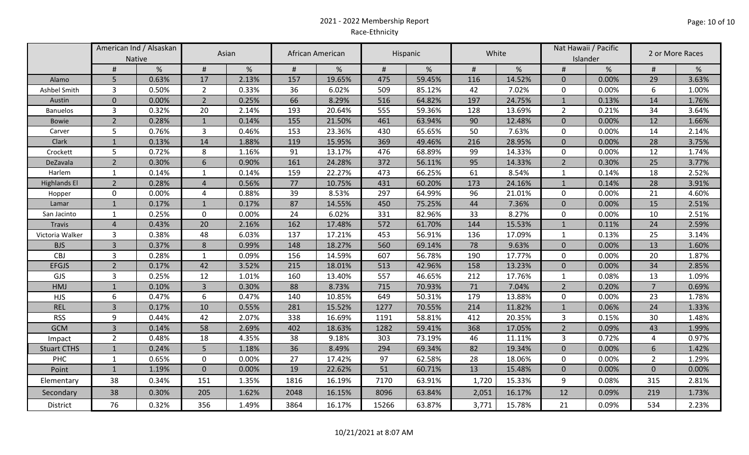# 2021 - 2022 Membership Report

## Race-Ethnicity

| | American Ind / Alsaskan Native | | Asian | | African American | | Hispanic | | White | | Nat Hawaii / Pacific Islander | | 2 or More Races | |
|---|---|---|---|---|---|---|---|---|---|---|---|---|---|---|
| | # | % | # | % | # | % | # | % | # | % | # | % | # | % |
| Alamo | 5 | 0.63% | 17 | 2.13% | 157 | 19.65% | 475 | 59.45% | 116 | 14.52% | 0 | 0.00% | 29 | 3.63% |
| Ashbel Smith | 3 | 0.50% | 2 | 0.33% | 36 | 6.02% | 509 | 85.12% | 42 | 7.02% | 0 | 0.00% | 6 | 1.00% |
| Austin | 0 | 0.00% | 2 | 0.25% | 66 | 8.29% | 516 | 64.82% | 197 | 24.75% | 1 | 0.13% | 14 | 1.76% |
| Banuelos | 3 | 0.32% | 20 | 2.14% | 193 | 20.64% | 555 | 59.36% | 128 | 13.69% | 2 | 0.21% | 34 | 3.64% |
| Bowie | 2 | 0.28% | 1 | 0.14% | 155 | 21.50% | 461 | 63.94% | 90 | 12.48% | 0 | 0.00% | 12 | 1.66% |
| Carver | 5 | 0.76% | 3 | 0.46% | 153 | 23.36% | 430 | 65.65% | 50 | 7.63% | 0 | 0.00% | 14 | 2.14% |
| Clark | 1 | 0.13% | 14 | 1.88% | 119 | 15.95% | 369 | 49.46% | 216 | 28.95% | 0 | 0.00% | 28 | 3.75% |
| Crockett | 5 | 0.72% | 8 | 1.16% | 91 | 13.17% | 476 | 68.89% | 99 | 14.33% | 0 | 0.00% | 12 | 1.74% |
| DeZavala | 2 | 0.30% | 6 | 0.90% | 161 | 24.28% | 372 | 56.11% | 95 | 14.33% | 2 | 0.30% | 25 | 3.77% |
| Harlem | 1 | 0.14% | 1 | 0.14% | 159 | 22.27% | 473 | 66.25% | 61 | 8.54% | 1 | 0.14% | 18 | 2.52% |
| Highlands El | 2 | 0.28% | 4 | 0.56% | 77 | 10.75% | 431 | 60.20% | 173 | 24.16% | 1 | 0.14% | 28 | 3.91% |
| Hopper | 0 | 0.00% | 4 | 0.88% | 39 | 8.53% | 297 | 64.99% | 96 | 21.01% | 0 | 0.00% | 21 | 4.60% |
| Lamar | 1 | 0.17% | 1 | 0.17% | 87 | 14.55% | 450 | 75.25% | 44 | 7.36% | 0 | 0.00% | 15 | 2.51% |
| San Jacinto | 1 | 0.25% | 0 | 0.00% | 24 | 6.02% | 331 | 82.96% | 33 | 8.27% | 0 | 0.00% | 10 | 2.51% |
| Travis | 4 | 0.43% | 20 | 2.16% | 162 | 17.48% | 572 | 61.70% | 144 | 15.53% | 1 | 0.11% | 24 | 2.59% |
| Victoria Walker | 3 | 0.38% | 48 | 6.03% | 137 | 17.21% | 453 | 56.91% | 136 | 17.09% | 1 | 0.13% | 25 | 3.14% |
| BJS | 3 | 0.37% | 8 | 0.99% | 148 | 18.27% | 560 | 69.14% | 78 | 9.63% | 0 | 0.00% | 13 | 1.60% |
| CBJ | 3 | 0.28% | 1 | 0.09% | 156 | 14.59% | 607 | 56.78% | 190 | 17.77% | 0 | 0.00% | 20 | 1.87% |
| EFGJS | 2 | 0.17% | 42 | 3.52% | 215 | 18.01% | 513 | 42.96% | 158 | 13.23% | 0 | 0.00% | 34 | 2.85% |
| GJS | 3 | 0.25% | 12 | 1.01% | 160 | 13.40% | 557 | 46.65% | 212 | 17.76% | 1 | 0.08% | 13 | 1.09% |
| HMJ | 1 | 0.10% | 3 | 0.30% | 88 | 8.73% | 715 | 70.93% | 71 | 7.04% | 2 | 0.20% | 7 | 0.69% |
| HJS | 6 | 0.47% | 6 | 0.47% | 140 | 10.85% | 649 | 50.31% | 179 | 13.88% | 0 | 0.00% | 23 | 1.78% |
| REL | 3 | 0.17% | 10 | 0.55% | 281 | 15.52% | 1277 | 70.55% | 214 | 11.82% | 1 | 0.06% | 24 | 1.33% |
| RSS | 9 | 0.44% | 42 | 2.07% | 338 | 16.69% | 1191 | 58.81% | 412 | 20.35% | 3 | 0.15% | 30 | 1.48% |
| GCM | 3 | 0.14% | 58 | 2.69% | 402 | 18.63% | 1282 | 59.41% | 368 | 17.05% | 2 | 0.09% | 43 | 1.99% |
| Impact | 2 | 0.48% | 18 | 4.35% | 38 | 9.18% | 303 | 73.19% | 46 | 11.11% | 3 | 0.72% | 4 | 0.97% |
| Stuart CTHS | 1 | 0.24% | 5 | 1.18% | 36 | 8.49% | 294 | 69.34% | 82 | 19.34% | 0 | 0.00% | 6 | 1.42% |
| PHC | 1 | 0.65% | 0 | 0.00% | 27 | 17.42% | 97 | 62.58% | 28 | 18.06% | 0 | 0.00% | 2 | 1.29% |
| Point | 1 | 1.19% | 0 | 0.00% | 19 | 22.62% | 51 | 60.71% | 13 | 15.48% | 0 | 0.00% | 0 | 0.00% |
| Elementary | 38 | 0.34% | 151 | 1.35% | 1816 | 16.19% | 7170 | 63.91% | 1,720 | 15.33% | 9 | 0.08% | 315 | 2.81% |
| Secondary | 38 | 0.30% | 205 | 1.62% | 2048 | 16.15% | 8096 | 63.84% | 2,051 | 16.17% | 12 | 0.09% | 219 | 1.73% |
| District | 76 | 0.32% | 356 | 1.49% | 3864 | 16.17% | 15266 | 63.87% | 3,771 | 15.78% | 21 | 0.09% | 534 | 2.23% |

10/21/2021 at 8:07 AM